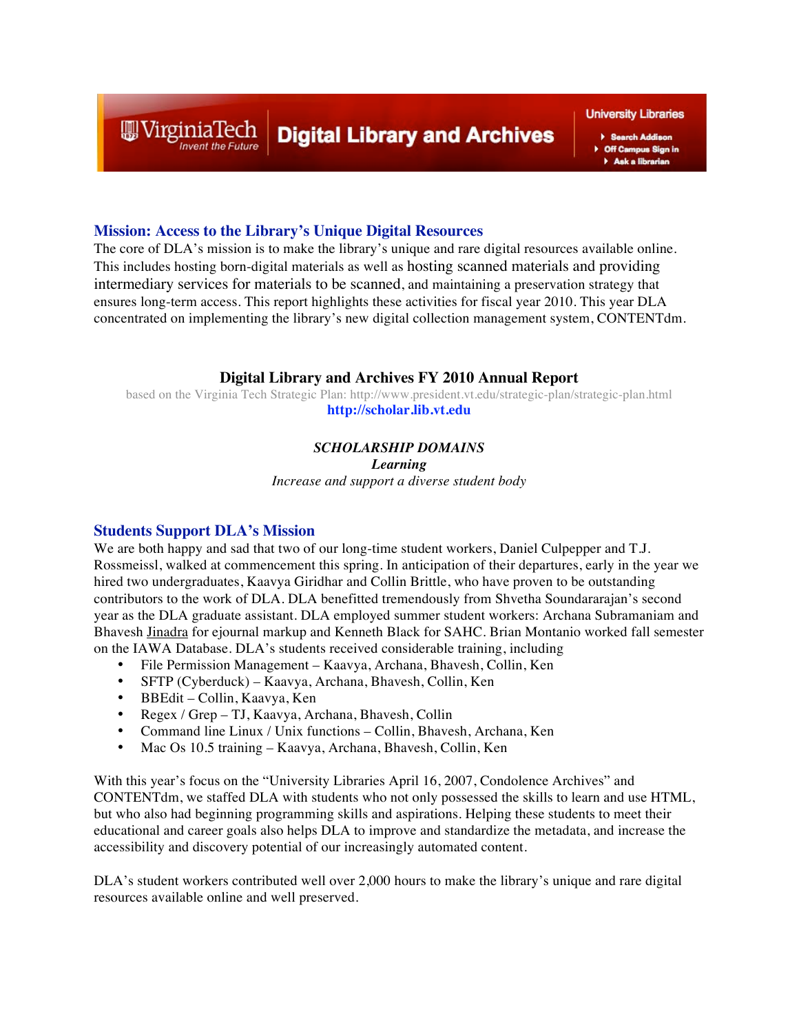VirginiaTech Invent the Future | Digital Library and Archives | University Libraries

- Search Addison
- Off Campus Sign in
- Ask a librarian

## Mission: Access to the Library's Unique Digital Resources

The core of DLA's mission is to make the library's unique and rare digital resources available online. This includes hosting born-digital materials as well as hosting scanned materials and providing intermediary services for materials to be scanned, and maintaining a preservation strategy that ensures long-term access. This report highlights these activities for fiscal year 2010. This year DLA concentrated on implementing the library's new digital collection management system, CONTENTdm.

# Digital Library and Archives FY 2010 Annual Report

based on the Virginia Tech Strategic Plan: http://www.president.vt.edu/strategic-plan/strategic-plan.html

**http://scholar.lib.vt.edu**

*SCHOLARSHIP DOMAINS*

***Learning***

*Increase and support a diverse student body*

## Students Support DLA's Mission

We are both happy and sad that two of our long-time student workers, Daniel Culpepper and T.J. Rossmeissl, walked at commencement this spring. In anticipation of their departures, early in the year we hired two undergraduates, Kaavya Giridhar and Collin Brittle, who have proven to be outstanding contributors to the work of DLA. DLA benefitted tremendously from Shvetha Soundararajan's second year as the DLA graduate assistant. DLA employed summer student workers: Archana Subramaniam and Bhavesh Jinadra for ejournal markup and Kenneth Black for SAHC. Brian Montanio worked fall semester on the IAWA Database. DLA's students received considerable training, including

- File Permission Management – Kaavya, Archana, Bhavesh, Collin, Ken
- SFTP (Cyberduck) – Kaavya, Archana, Bhavesh, Collin, Ken
- BBEdit – Collin, Kaavya, Ken
- Regex / Grep – TJ, Kaavya, Archana, Bhavesh, Collin
- Command line Linux / Unix functions – Collin, Bhavesh, Archana, Ken
- Mac Os 10.5 training – Kaavya, Archana, Bhavesh, Collin, Ken

With this year's focus on the "University Libraries April 16, 2007, Condolence Archives" and CONTENTdm, we staffed DLA with students who not only possessed the skills to learn and use HTML, but who also had beginning programming skills and aspirations. Helping these students to meet their educational and career goals also helps DLA to improve and standardize the metadata, and increase the accessibility and discovery potential of our increasingly automated content.

DLA's student workers contributed well over 2,000 hours to make the library's unique and rare digital resources available online and well preserved.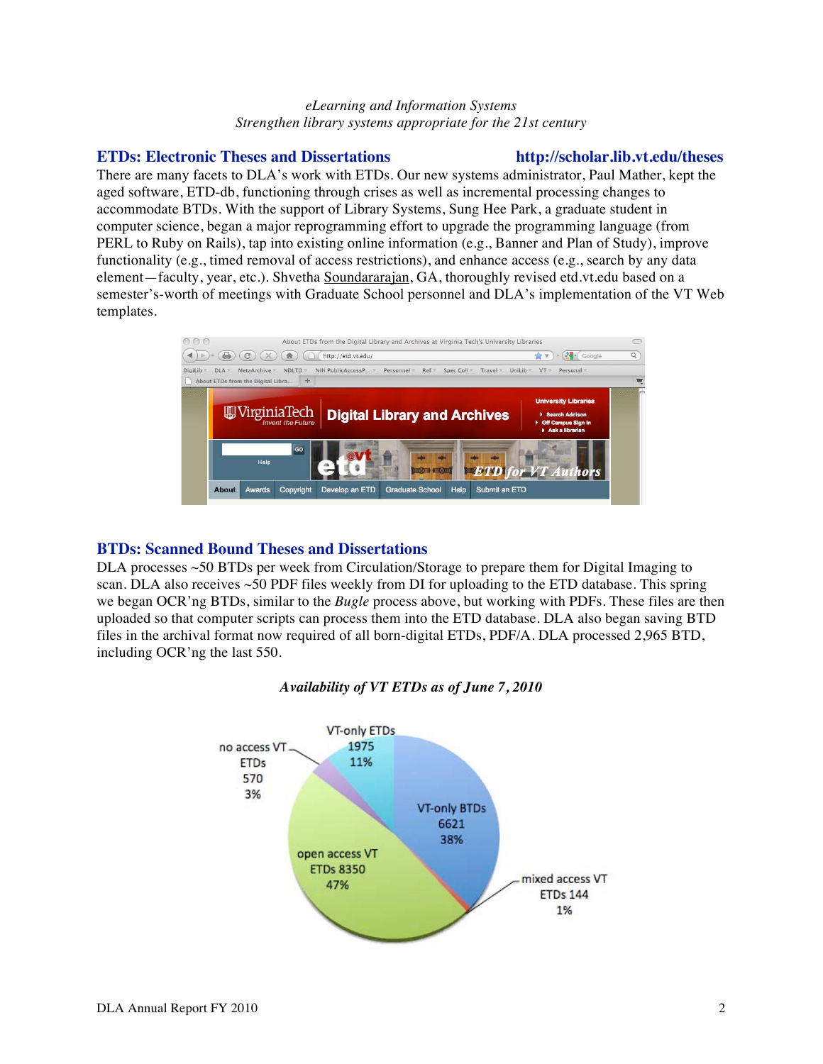*eLearning and Information Systems*
*Strengthen library systems appropriate for the 21st century*

## ETDs: Electronic Theses and Dissertations — http://scholar.lib.vt.edu/theses

There are many facets to DLA's work with ETDs. Our new systems administrator, Paul Mather, kept the aged software, ETD-db, functioning through crises as well as incremental processing changes to accommodate BTDs. With the support of Library Systems, Sung Hee Park, a graduate student in computer science, began a major reprogramming effort to upgrade the programming language (from PERL to Ruby on Rails), tap into existing online information (e.g., Banner and Plan of Study), improve functionality (e.g., timed removal of access restrictions), and enhance access (e.g., search by any data element—faculty, year, etc.). Shvetha Soundararajan, GA, thoroughly revised etd.vt.edu based on a semester's-worth of meetings with Graduate School personnel and DLA's implementation of the VT Web templates.

## BTDs: Scanned Bound Theses and Dissertations

DLA processes ~50 BTDs per week from Circulation/Storage to prepare them for Digital Imaging to scan. DLA also receives ~50 PDF files weekly from DI for uploading to the ETD database. This spring we began OCR'ng BTDs, similar to the *Bugle* process above, but working with PDFs. These files are then uploaded so that computer scripts can process them into the ETD database. DLA also began saving BTD files in the archival format now required of all born-digital ETDs, PDF/A. DLA processed 2,965 BTD, including OCR'ng the last 550.

***Availability of VT ETDs as of June 7, 2010***

| Category | Count | Percent |
|---|---|---|
| open access VT ETDs | 8350 | 47% |
| VT-only BTDs | 6621 | 38% |
| VT-only ETDs | 1975 | 11% |
| no access VT ETDs | 570 | 3% |
| mixed access VT ETDs | 144 | 1% |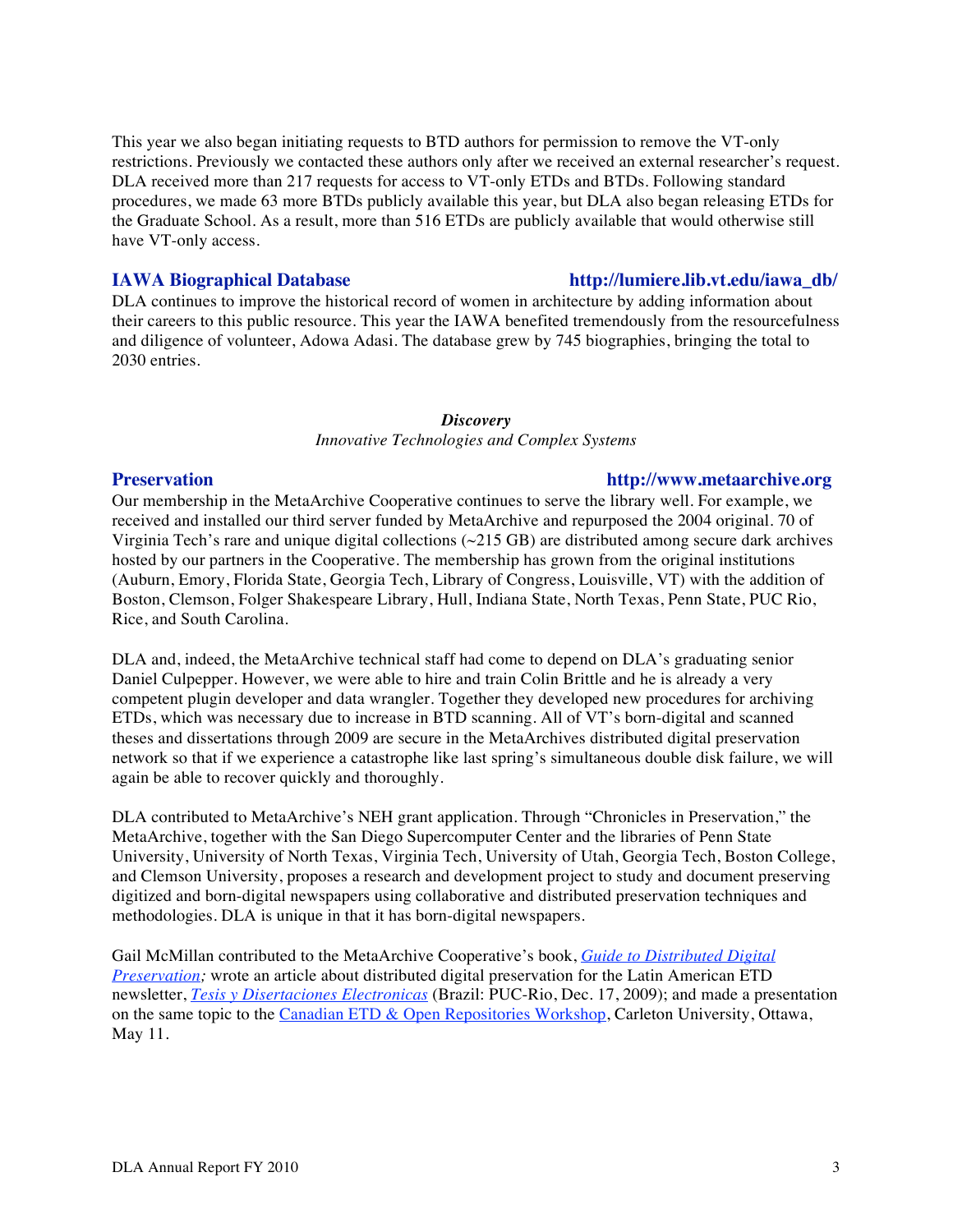This year we also began initiating requests to BTD authors for permission to remove the VT-only restrictions. Previously we contacted these authors only after we received an external researcher's request. DLA received more than 217 requests for access to VT-only ETDs and BTDs. Following standard procedures, we made 63 more BTDs publicly available this year, but DLA also began releasing ETDs for the Graduate School. As a result, more than 516 ETDs are publicly available that would otherwise still have VT-only access.

### IAWA Biographical Database — http://lumiere.lib.vt.edu/iawa_db/

DLA continues to improve the historical record of women in architecture by adding information about their careers to this public resource. This year the IAWA benefited tremendously from the resourcefulness and diligence of volunteer, Adowa Adasi. The database grew by 745 biographies, bringing the total to 2030 entries.

## *Discovery*

*Innovative Technologies and Complex Systems*

### Preservation — http://www.metaarchive.org

Our membership in the MetaArchive Cooperative continues to serve the library well. For example, we received and installed our third server funded by MetaArchive and repurposed the 2004 original. 70 of Virginia Tech's rare and unique digital collections (~215 GB) are distributed among secure dark archives hosted by our partners in the Cooperative. The membership has grown from the original institutions (Auburn, Emory, Florida State, Georgia Tech, Library of Congress, Louisville, VT) with the addition of Boston, Clemson, Folger Shakespeare Library, Hull, Indiana State, North Texas, Penn State, PUC Rio, Rice, and South Carolina.

DLA and, indeed, the MetaArchive technical staff had come to depend on DLA's graduating senior Daniel Culpepper. However, we were able to hire and train Colin Brittle and he is already a very competent plugin developer and data wrangler. Together they developed new procedures for archiving ETDs, which was necessary due to increase in BTD scanning. All of VT's born-digital and scanned theses and dissertations through 2009 are secure in the MetaArchives distributed digital preservation network so that if we experience a catastrophe like last spring's simultaneous double disk failure, we will again be able to recover quickly and thoroughly.

DLA contributed to MetaArchive's NEH grant application. Through "Chronicles in Preservation," the MetaArchive, together with the San Diego Supercomputer Center and the libraries of Penn State University, University of North Texas, Virginia Tech, University of Utah, Georgia Tech, Boston College, and Clemson University, proposes a research and development project to study and document preserving digitized and born-digital newspapers using collaborative and distributed preservation techniques and methodologies. DLA is unique in that it has born-digital newspapers.

Gail McMillan contributed to the MetaArchive Cooperative's book, *Guide to Distributed Digital Preservation;* wrote an article about distributed digital preservation for the Latin American ETD newsletter, *Tesis y Disertaciones Electronicas* (Brazil: PUC-Rio, Dec. 17, 2009); and made a presentation on the same topic to the Canadian ETD & Open Repositories Workshop, Carleton University, Ottawa, May 11.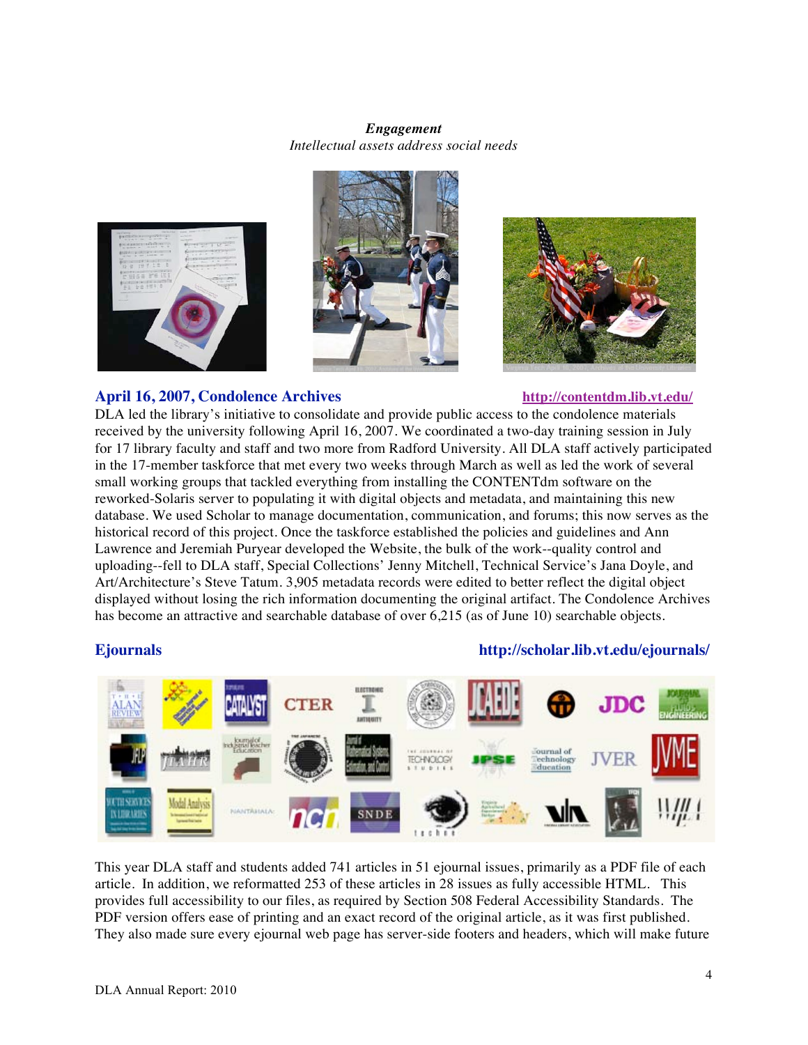*Engagement*
*Intellectual assets address social needs*

## April 16, 2007, Condolence Archives

http://contentdm.lib.vt.edu/

DLA led the library's initiative to consolidate and provide public access to the condolence materials received by the university following April 16, 2007. We coordinated a two-day training session in July for 17 library faculty and staff and two more from Radford University. All DLA staff actively participated in the 17-member taskforce that met every two weeks through March as well as led the work of several small working groups that tackled everything from installing the CONTENTdm software on the reworked-Solaris server to populating it with digital objects and metadata, and maintaining this new database. We used Scholar to manage documentation, communication, and forums; this now serves as the historical record of this project. Once the taskforce established the policies and guidelines and Ann Lawrence and Jeremiah Puryear developed the Website, the bulk of the work--quality control and uploading--fell to DLA staff, Special Collections' Jenny Mitchell, Technical Service's Jana Doyle, and Art/Architecture's Steve Tatum. 3,905 metadata records were edited to better reflect the digital object displayed without losing the rich information documenting the original artifact. The Condolence Archives has become an attractive and searchable database of over 6,215 (as of June 10) searchable objects.

## Ejournals

http://scholar.lib.vt.edu/ejournals/

This year DLA staff and students added 741 articles in 51 ejournal issues, primarily as a PDF file of each article. In addition, we reformatted 253 of these articles in 28 issues as fully accessible HTML. This provides full accessibility to our files, as required by Section 508 Federal Accessibility Standards. The PDF version offers ease of printing and an exact record of the original article, as it was first published. They also made sure every ejournal web page has server-side footers and headers, which will make future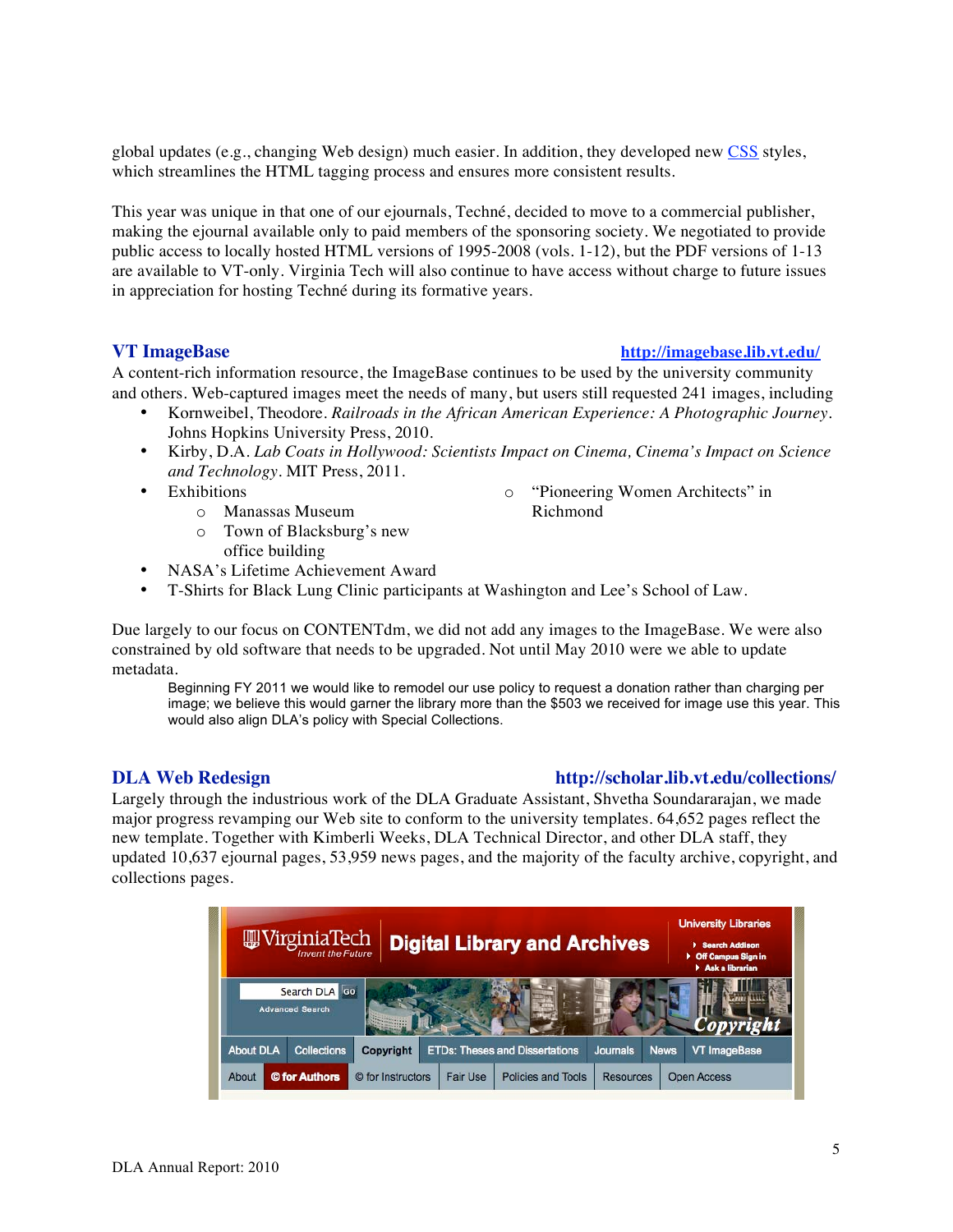global updates (e.g., changing Web design) much easier. In addition, they developed new CSS styles, which streamlines the HTML tagging process and ensures more consistent results.

This year was unique in that one of our ejournals, Techné, decided to move to a commercial publisher, making the ejournal available only to paid members of the sponsoring society. We negotiated to provide public access to locally hosted HTML versions of 1995-2008 (vols. 1-12), but the PDF versions of 1-13 are available to VT-only. Virginia Tech will also continue to have access without charge to future issues in appreciation for hosting Techné during its formative years.

## VT ImageBase — http://imagebase.lib.vt.edu/

A content-rich information resource, the ImageBase continues to be used by the university community and others. Web-captured images meet the needs of many, but users still requested 241 images, including

- Kornweibel, Theodore. *Railroads in the African American Experience: A Photographic Journey*. Johns Hopkins University Press, 2010.
- Kirby, D.A. *Lab Coats in Hollywood: Scientists Impact on Cinema, Cinema's Impact on Science and Technology*. MIT Press, 2011.
- Exhibitions
  - Manassas Museum
  - Town of Blacksburg's new office building
  - "Pioneering Women Architects" in Richmond
- NASA's Lifetime Achievement Award
- T-Shirts for Black Lung Clinic participants at Washington and Lee's School of Law.

Due largely to our focus on CONTENTdm, we did not add any images to the ImageBase. We were also constrained by old software that needs to be upgraded. Not until May 2010 were we able to update metadata.

> Beginning FY 2011 we would like to remodel our use policy to request a donation rather than charging per image; we believe this would garner the library more than the $503 we received for image use this year. This would also align DLA's policy with Special Collections.

## DLA Web Redesign — http://scholar.lib.vt.edu/collections/

Largely through the industrious work of the DLA Graduate Assistant, Shvetha Soundararajan, we made major progress revamping our Web site to conform to the university templates. 64,652 pages reflect the new template. Together with Kimberli Weeks, DLA Technical Director, and other DLA staff, they updated 10,637 ejournal pages, 53,959 news pages, and the majority of the faculty archive, copyright, and collections pages.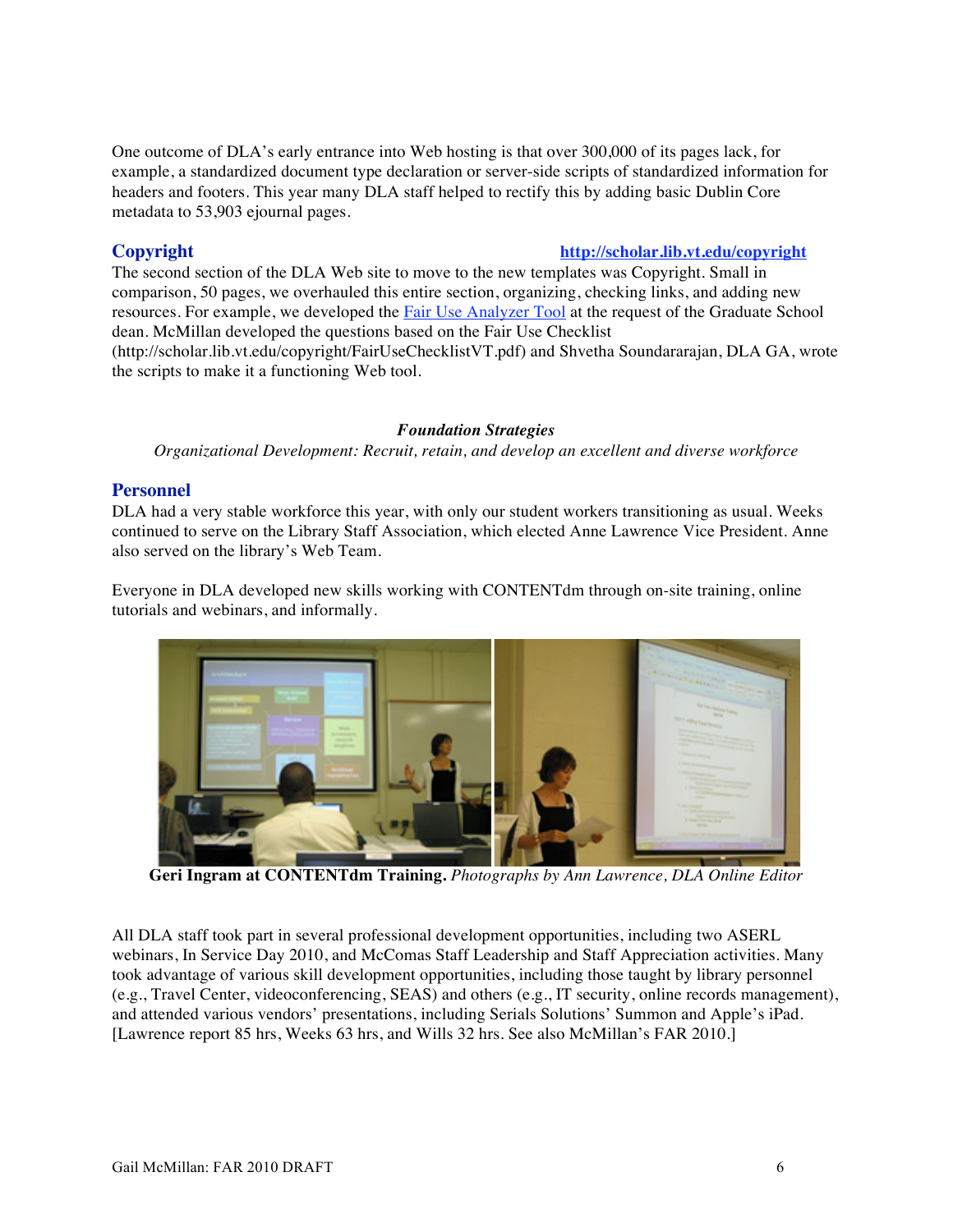One outcome of DLA's early entrance into Web hosting is that over 300,000 of its pages lack, for example, a standardized document type declaration or server-side scripts of standardized information for headers and footers. This year many DLA staff helped to rectify this by adding basic Dublin Core metadata to 53,903 ejournal pages.

## Copyright

**http://scholar.lib.vt.edu/copyright**

The second section of the DLA Web site to move to the new templates was Copyright. Small in comparison, 50 pages, we overhauled this entire section, organizing, checking links, and adding new resources. For example, we developed the Fair Use Analyzer Tool at the request of the Graduate School dean. McMillan developed the questions based on the Fair Use Checklist (http://scholar.lib.vt.edu/copyright/FairUseChecklistVT.pdf) and Shvetha Soundararajan, DLA GA, wrote the scripts to make it a functioning Web tool.

***Foundation Strategies***

*Organizational Development: Recruit, retain, and develop an excellent and diverse workforce*

## Personnel

DLA had a very stable workforce this year, with only our student workers transitioning as usual. Weeks continued to serve on the Library Staff Association, which elected Anne Lawrence Vice President. Anne also served on the library's Web Team.

Everyone in DLA developed new skills working with CONTENTdm through on-site training, online tutorials and webinars, and informally.

**Geri Ingram at CONTENTdm Training.** *Photographs by Ann Lawrence, DLA Online Editor*

All DLA staff took part in several professional development opportunities, including two ASERL webinars, In Service Day 2010, and McComas Staff Leadership and Staff Appreciation activities. Many took advantage of various skill development opportunities, including those taught by library personnel (e.g., Travel Center, videoconferencing, SEAS) and others (e.g., IT security, online records management), and attended various vendors' presentations, including Serials Solutions' Summon and Apple's iPad. [Lawrence report 85 hrs, Weeks 63 hrs, and Wills 32 hrs. See also McMillan's FAR 2010.]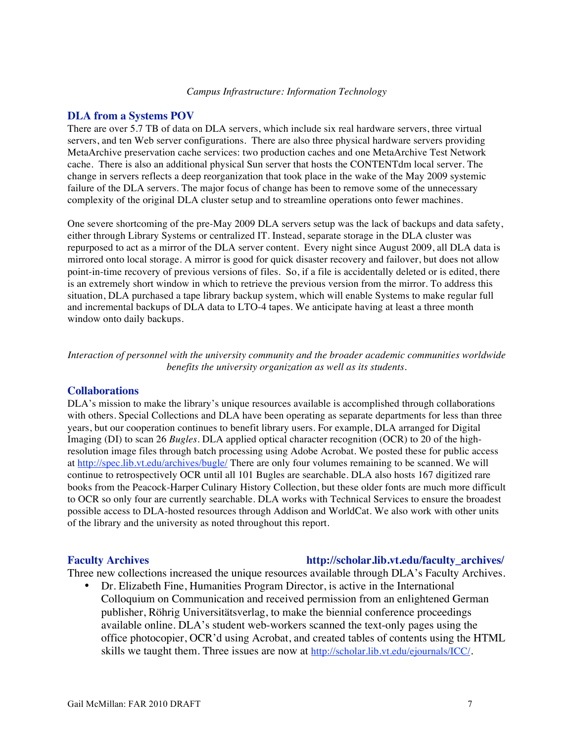*Campus Infrastructure: Information Technology*

## DLA from a Systems POV

There are over 5.7 TB of data on DLA servers, which include six real hardware servers, three virtual servers, and ten Web server configurations. There are also three physical hardware servers providing MetaArchive preservation cache services: two production caches and one MetaArchive Test Network cache. There is also an additional physical Sun server that hosts the CONTENTdm local server. The change in servers reflects a deep reorganization that took place in the wake of the May 2009 systemic failure of the DLA servers. The major focus of change has been to remove some of the unnecessary complexity of the original DLA cluster setup and to streamline operations onto fewer machines.

One severe shortcoming of the pre-May 2009 DLA servers setup was the lack of backups and data safety, either through Library Systems or centralized IT. Instead, separate storage in the DLA cluster was repurposed to act as a mirror of the DLA server content. Every night since August 2009, all DLA data is mirrored onto local storage. A mirror is good for quick disaster recovery and failover, but does not allow point-in-time recovery of previous versions of files. So, if a file is accidentally deleted or is edited, there is an extremely short window in which to retrieve the previous version from the mirror. To address this situation, DLA purchased a tape library backup system, which will enable Systems to make regular full and incremental backups of DLA data to LTO-4 tapes. We anticipate having at least a three month window onto daily backups.

*Interaction of personnel with the university community and the broader academic communities worldwide benefits the university organization as well as its students.*

## Collaborations

DLA's mission to make the library's unique resources available is accomplished through collaborations with others. Special Collections and DLA have been operating as separate departments for less than three years, but our cooperation continues to benefit library users. For example, DLA arranged for Digital Imaging (DI) to scan 26 *Bugles*. DLA applied optical character recognition (OCR) to 20 of the high-resolution image files through batch processing using Adobe Acrobat. We posted these for public access at http://spec.lib.vt.edu/archives/bugle/ There are only four volumes remaining to be scanned. We will continue to retrospectively OCR until all 101 Bugles are searchable. DLA also hosts 167 digitized rare books from the Peacock-Harper Culinary History Collection, but these older fonts are much more difficult to OCR so only four are currently searchable. DLA works with Technical Services to ensure the broadest possible access to DLA-hosted resources through Addison and WorldCat. We also work with other units of the library and the university as noted throughout this report.

## Faculty Archives    http://scholar.lib.vt.edu/faculty_archives/

Three new collections increased the unique resources available through DLA's Faculty Archives.

- Dr. Elizabeth Fine, Humanities Program Director, is active in the International Colloquium on Communication and received permission from an enlightened German publisher, Röhrig Universitätsverlag, to make the biennial conference proceedings available online. DLA's student web-workers scanned the text-only pages using the office photocopier, OCR'd using Acrobat, and created tables of contents using the HTML skills we taught them. Three issues are now at http://scholar.lib.vt.edu/ejournals/ICC/.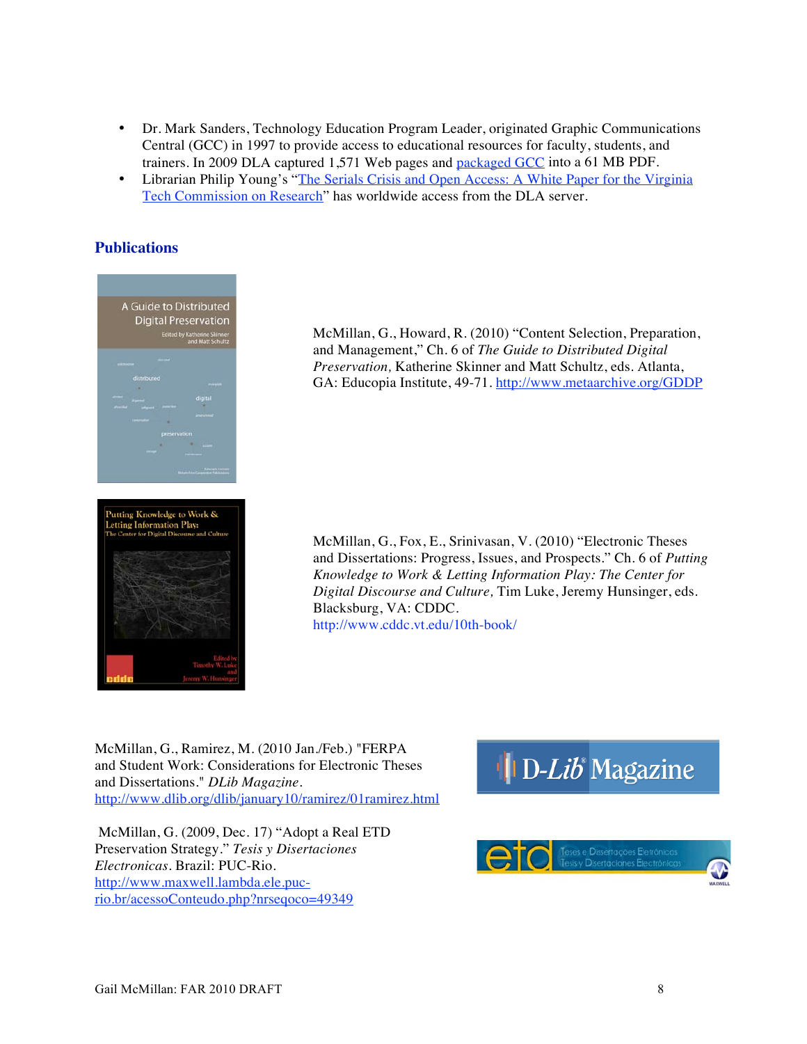- Dr. Mark Sanders, Technology Education Program Leader, originated Graphic Communications Central (GCC) in 1997 to provide access to educational resources for faculty, students, and trainers. In 2009 DLA captured 1,571 Web pages and packaged GCC into a 61 MB PDF.
- Librarian Philip Young's "The Serials Crisis and Open Access: A White Paper for the Virginia Tech Commission on Research" has worldwide access from the DLA server.

## Publications

McMillan, G., Howard, R. (2010) "Content Selection, Preparation, and Management," Ch. 6 of *The Guide to Distributed Digital Preservation,* Katherine Skinner and Matt Schultz, eds. Atlanta, GA: Educopia Institute, 49-71. http://www.metaarchive.org/GDDP

McMillan, G., Fox, E., Srinivasan, V. (2010) "Electronic Theses and Dissertations: Progress, Issues, and Prospects." Ch. 6 of *Putting Knowledge to Work & Letting Information Play: The Center for Digital Discourse and Culture,* Tim Luke, Jeremy Hunsinger, eds. Blacksburg, VA: CDDC. http://www.cddc.vt.edu/10th-book/

McMillan, G., Ramirez, M. (2010 Jan./Feb.) "FERPA and Student Work: Considerations for Electronic Theses and Dissertations." *DLib Magazine*. http://www.dlib.org/dlib/january10/ramirez/01ramirez.html

McMillan, G. (2009, Dec. 17) "Adopt a Real ETD Preservation Strategy." *Tesis y Disertaciones Electronicas*. Brazil: PUC-Rio. http://www.maxwell.lambda.ele.puc-rio.br/acessoConteudo.php?nrseqoco=49349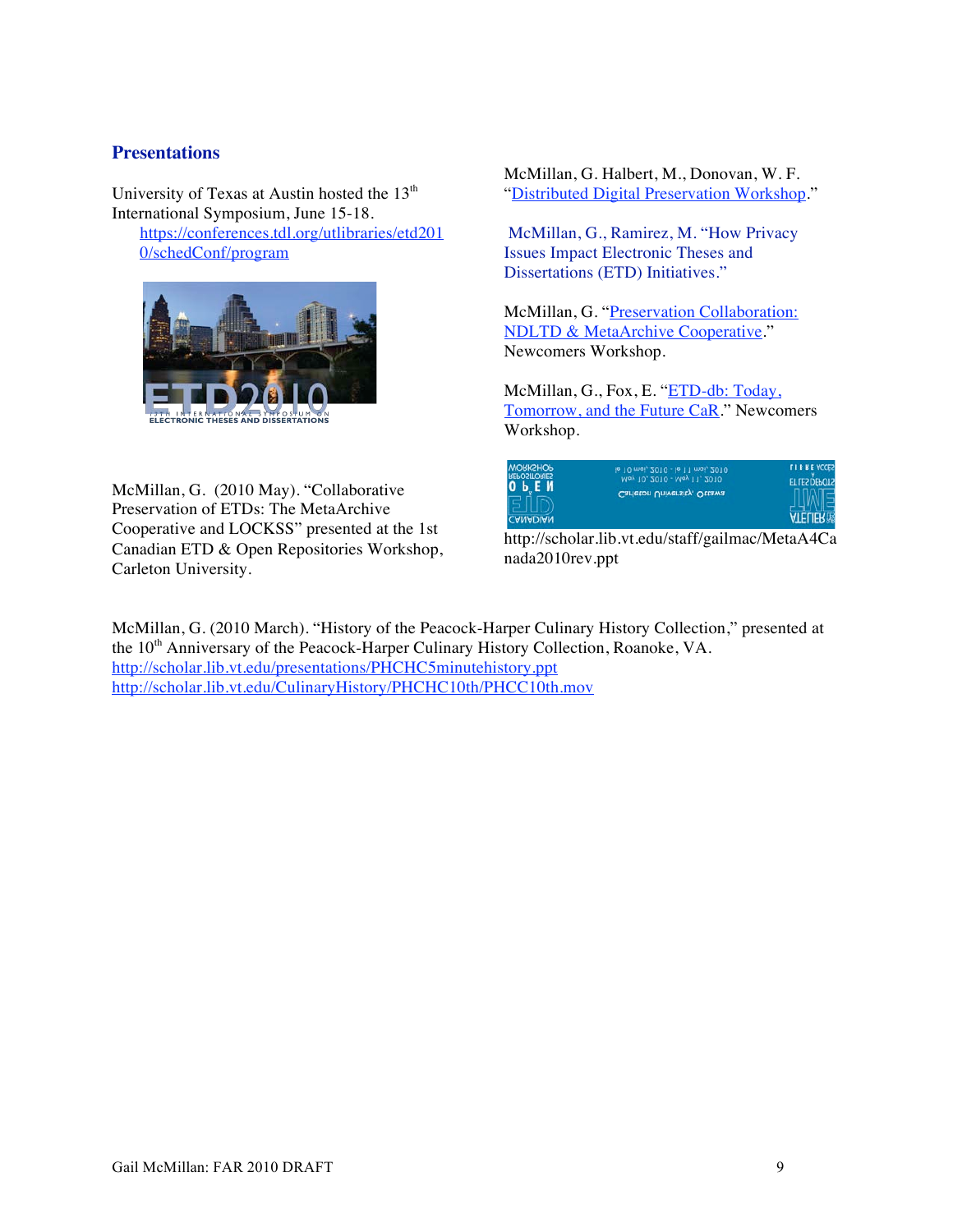## Presentations

University of Texas at Austin hosted the 13th International Symposium, June 15-18.

https://conferences.tdl.org/utlibraries/etd2010/schedConf/program

McMillan, G. Halbert, M., Donovan, W. F. "Distributed Digital Preservation Workshop."

McMillan, G., Ramirez, M. "How Privacy Issues Impact Electronic Theses and Dissertations (ETD) Initiatives."

McMillan, G. "Preservation Collaboration: NDLTD & MetaArchive Cooperative." Newcomers Workshop.

McMillan, G., Fox, E. "ETD-db: Today, Tomorrow, and the Future CaR." Newcomers Workshop.

McMillan, G. (2010 May). "Collaborative Preservation of ETDs: The MetaArchive Cooperative and LOCKSS" presented at the 1st Canadian ETD & Open Repositories Workshop, Carleton University.

http://scholar.lib.vt.edu/staff/gailmac/MetaA4Canada2010rev.ppt

McMillan, G. (2010 March). "History of the Peacock-Harper Culinary History Collection," presented at the 10th Anniversary of the Peacock-Harper Culinary History Collection, Roanoke, VA.
http://scholar.lib.vt.edu/presentations/PHCHC5minutehistory.ppt
http://scholar.lib.vt.edu/CulinaryHistory/PHCHC10th/PHCC10th.mov